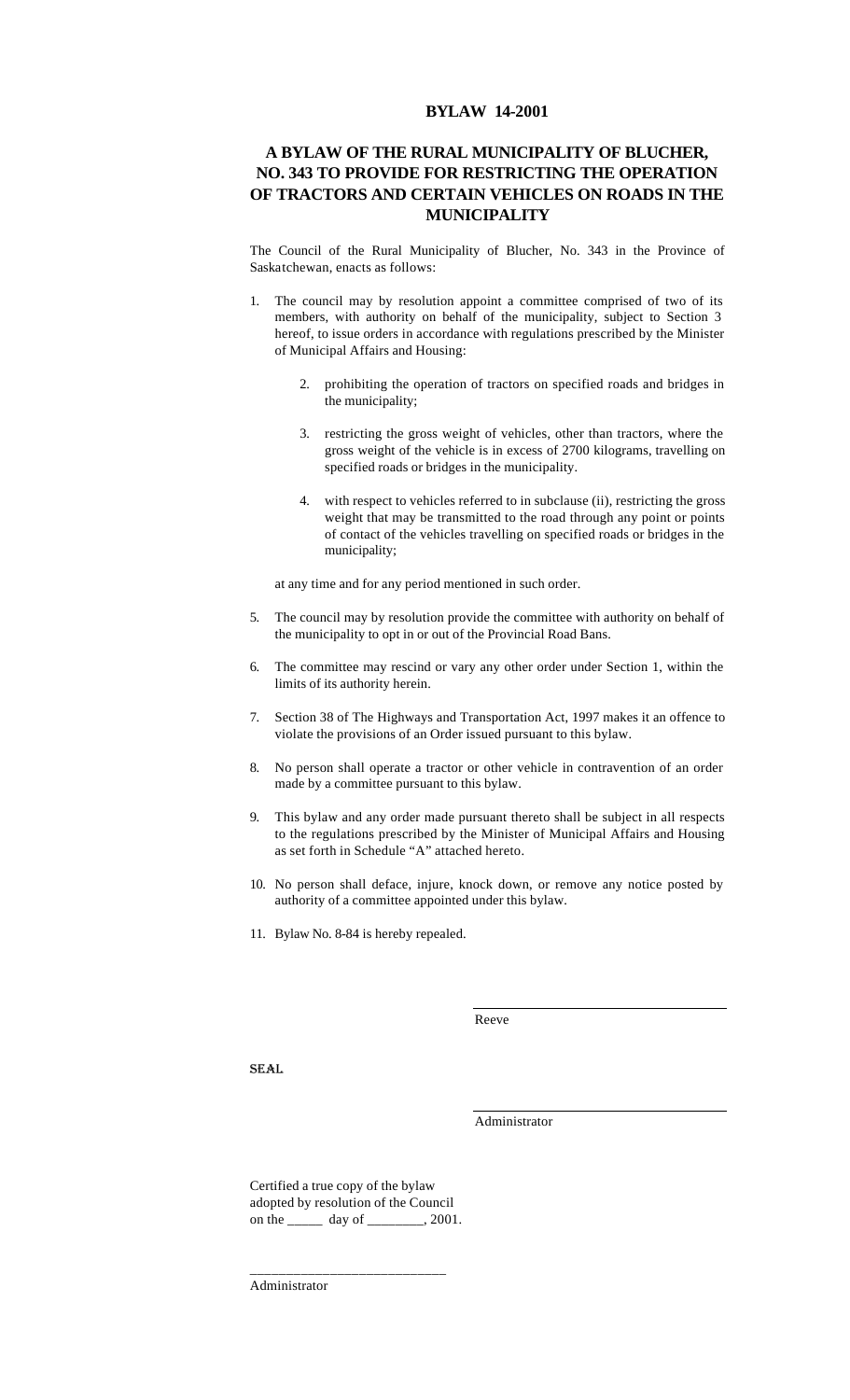# BYLAW 14-2001

## A BYLAW OF THE RURAL MUNICIPALITY OF BLUCHER, NO. 343 TO PROVIDE FOR RESTRICTING THE OPERATION OF TRACTORS AND CERTAIN VEHICLES ON ROADS IN THE MUNICIPALITY

The Council of the Rural Municipality of Blucher, No. 343 in the Province of Saskatchewan, enacts as follows:

1. The council may by resolution appoint a committee comprised of two of its members, with authority on behalf of the municipality, subject to Section 3 hereof, to issue orders in accordance with regulations prescribed by the Minister of Municipal Affairs and Housing:

    2. prohibiting the operation of tractors on specified roads and bridges in the municipality;

    3. restricting the gross weight of vehicles, other than tractors, where the gross weight of the vehicle is in excess of 2700 kilograms, travelling on specified roads or bridges in the municipality.

    4. with respect to vehicles referred to in subclause (ii), restricting the gross weight that may be transmitted to the road through any point or points of contact of the vehicles travelling on specified roads or bridges in the municipality;

    at any time and for any period mentioned in such order.

5. The council may by resolution provide the committee with authority on behalf of the municipality to opt in or out of the Provincial Road Bans.

6. The committee may rescind or vary any other order under Section 1, within the limits of its authority herein.

7. Section 38 of The Highways and Transportation Act, 1997 makes it an offence to violate the provisions of an Order issued pursuant to this bylaw.

8. No person shall operate a tractor or other vehicle in contravention of an order made by a committee pursuant to this bylaw.

9. This bylaw and any order made pursuant thereto shall be subject in all respects to the regulations prescribed by the Minister of Municipal Affairs and Housing as set forth in Schedule "A" attached hereto.

10. No person shall deface, injure, knock down, or remove any notice posted by authority of a committee appointed under this bylaw.

11. Bylaw No. 8-84 is hereby repealed.

\_\_\_\_\_\_\_\_\_\_\_\_\_\_\_\_\_\_\_\_\_\_\_\_\_\_\_\_\_\_\_\_
Reeve

SEAL

\_\_\_\_\_\_\_\_\_\_\_\_\_\_\_\_\_\_\_\_\_\_\_\_\_\_\_\_\_\_\_\_
Administrator

Certified a true copy of the bylaw adopted by resolution of the Council on the \_\_\_\_\_ day of \_\_\_\_\_\_\_\_, 2001.

\_\_\_\_\_\_\_\_\_\_\_\_\_\_\_\_\_\_\_\_\_\_\_\_\_\_\_\_\_\_\_\_
Administrator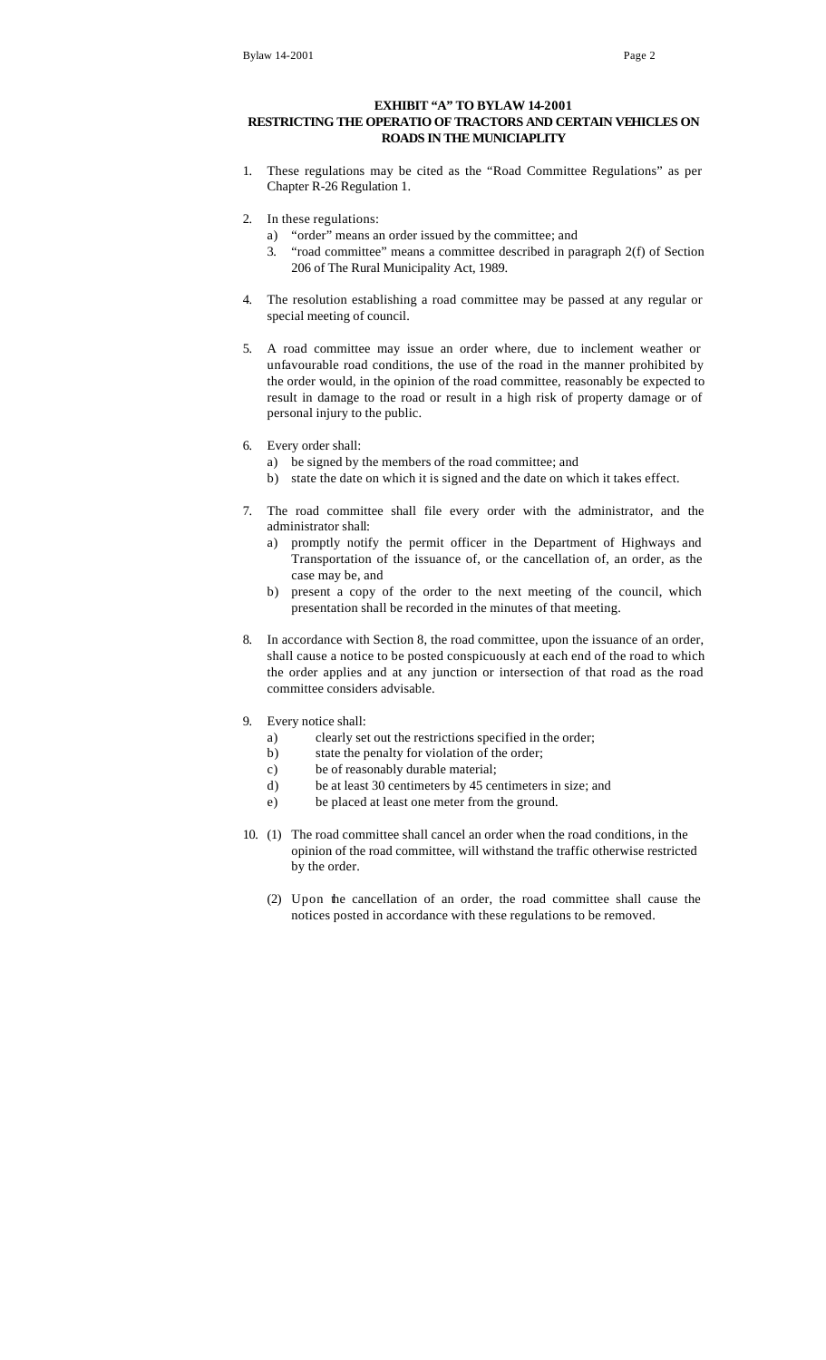**EXHIBIT "A" TO BYLAW 14-2001**
**RESTRICTING THE OPERATIO OF TRACTORS AND CERTAIN VEHICLES ON ROADS IN THE MUNICIAPLITY**

1. These regulations may be cited as the "Road Committee Regulations" as per Chapter R-26 Regulation 1.

2. In these regulations:
   a) "order" means an order issued by the committee; and
   3. "road committee" means a committee described in paragraph 2(f) of Section 206 of The Rural Municipality Act, 1989.

4. The resolution establishing a road committee may be passed at any regular or special meeting of council.

5. A road committee may issue an order where, due to inclement weather or unfavourable road conditions, the use of the road in the manner prohibited by the order would, in the opinion of the road committee, reasonably be expected to result in damage to the road or result in a high risk of property damage or of personal injury to the public.

6. Every order shall:
   a) be signed by the members of the road committee; and
   b) state the date on which it is signed and the date on which it takes effect.

7. The road committee shall file every order with the administrator, and the administrator shall:
   a) promptly notify the permit officer in the Department of Highways and Transportation of the issuance of, or the cancellation of, an order, as the case may be, and
   b) present a copy of the order to the next meeting of the council, which presentation shall be recorded in the minutes of that meeting.

8. In accordance with Section 8, the road committee, upon the issuance of an order, shall cause a notice to be posted conspicuously at each end of the road to which the order applies and at any junction or intersection of that road as the road committee considers advisable.

9. Every notice shall:
   a) clearly set out the restrictions specified in the order;
   b) state the penalty for violation of the order;
   c) be of reasonably durable material;
   d) be at least 30 centimeters by 45 centimeters in size; and
   e) be placed at least one meter from the ground.

10. (1) The road committee shall cancel an order when the road conditions, in the opinion of the road committee, will withstand the traffic otherwise restricted by the order.

    (2) Upon the cancellation of an order, the road committee shall cause the notices posted in accordance with these regulations to be removed.